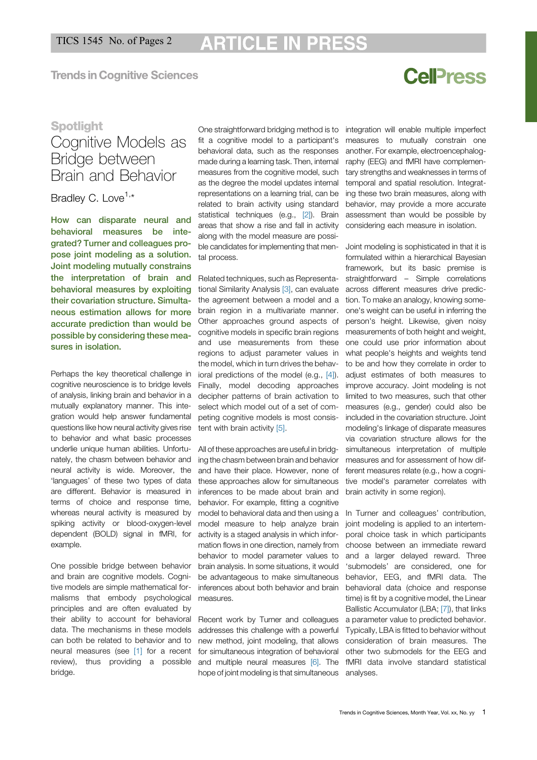Spotlight

# Cognitive Models as Bridge between Brain and Behavior

Bradley C. Love[1,*]

**How can disparate neural and behavioral measures be integrated? Turner and colleagues propose joint modeling as a solution. Joint modeling mutually constrains the interpretation of brain and behavioral measures by exploiting their covariation structure. Simultaneous estimation allows for more accurate prediction than would be possible by considering these measures in isolation.**

Perhaps the key theoretical challenge in cognitive neuroscience is to bridge levels of analysis, linking brain and behavior in a mutually explanatory manner. This integration would help answer fundamental questions like how neural activity gives rise to behavior and what basic processes underlie unique human abilities. Unfortunately, the chasm between behavior and neural activity is wide. Moreover, the 'languages' of these two types of data are different. Behavior is measured in terms of choice and response time, whereas neural activity is measured by spiking activity or blood-oxygen-level dependent (BOLD) signal in fMRI, for example.

One possible bridge between behavior and brain are cognitive models. Cognitive models are simple mathematical formalisms that embody psychological principles and are often evaluated by their ability to account for behavioral data. The mechanisms in these models can both be related to behavior and to neural measures (see [1] for a recent review), thus providing a possible bridge.

One straightforward bridging method is to fit a cognitive model to a participant's behavioral data, such as the responses made during a learning task. Then, internal measures from the cognitive model, such as the degree the model updates internal representations on a learning trial, can be related to brain activity using standard statistical techniques (e.g., [2]). Brain areas that show a rise and fall in activity along with the model measure are possible candidates for implementing that mental process.

Related techniques, such as Representational Similarity Analysis [3], can evaluate the agreement between a model and a brain region in a multivariate manner. Other approaches ground aspects of cognitive models in specific brain regions and use measurements from these regions to adjust parameter values in the model, which in turn drives the behavioral predictions of the model (e.g., [4]). Finally, model decoding approaches decipher patterns of brain activation to select which model out of a set of competing cognitive models is most consistent with brain activity [5].

All of these approaches are useful in bridging the chasm between brain and behavior and have their place. However, none of these approaches allow for simultaneous inferences to be made about brain and behavior. For example, fitting a cognitive model to behavioral data and then using a model measure to help analyze brain activity is a staged analysis in which information flows in one direction, namely from behavior to model parameter values to brain analysis. In some situations, it would be advantageous to make simultaneous inferences about both behavior and brain measures.

Recent work by Turner and colleagues addresses this challenge with a powerful new method, joint modeling, that allows for simultaneous integration of behavioral and multiple neural measures [6]. The hope of joint modeling is that simultaneous integration will enable multiple imperfect measures to mutually constrain one another. For example, electroencephalography (EEG) and fMRI have complementary strengths and weaknesses in terms of temporal and spatial resolution. Integrating these two brain measures, along with behavior, may provide a more accurate assessment than would be possible by considering each measure in isolation.

Joint modeling is sophisticated in that it is formulated within a hierarchical Bayesian framework, but its basic premise is straightforward – Simple correlations across different measures drive prediction. To make an analogy, knowing someone's weight can be useful in inferring the person's height. Likewise, given noisy measurements of both height and weight, one could use prior information about what people's heights and weights tend to be and how they correlate in order to adjust estimates of both measures to improve accuracy. Joint modeling is not limited to two measures, such that other measures (e.g., gender) could also be included in the covariation structure. Joint modeling's linkage of disparate measures via covariation structure allows for the simultaneous interpretation of multiple measures and for assessment of how different measures relate (e.g., how a cognitive model's parameter correlates with brain activity in some region).

In Turner and colleagues' contribution, joint modeling is applied to an intertemporal choice task in which participants choose between an immediate reward and a larger delayed reward. Three 'submodels' are considered, one for behavior, EEG, and fMRI data. The behavioral data (choice and response time) is fit by a cognitive model, the Linear Ballistic Accumulator (LBA; [7]), that links a parameter value to predicted behavior. Typically, LBA is fitted to behavior without consideration of brain measures. The other two submodels for the EEG and fMRI data involve standard statistical analyses.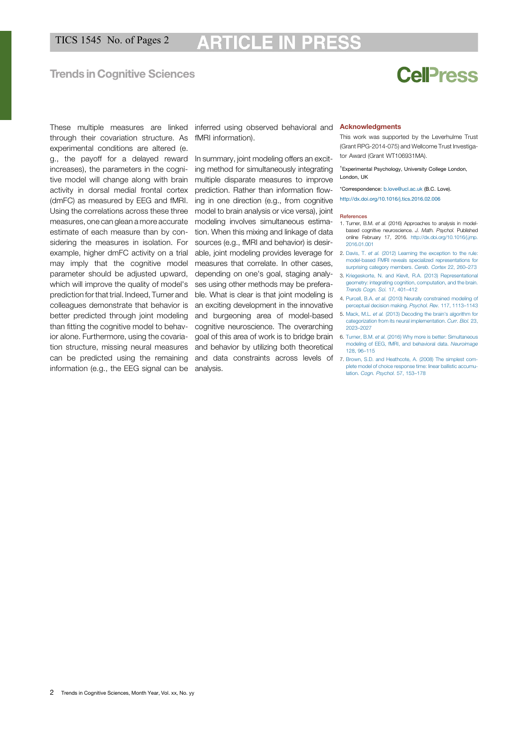These multiple measures are linked through their covariation structure. As experimental conditions are altered (e.g., the payoff for a delayed reward increases), the parameters in the cognitive model will change along with brain activity in dorsal medial frontal cortex (dmFC) as measured by EEG and fMRI. Using the correlations across these three measures, one can glean a more accurate estimate of each measure than by considering the measures in isolation. For example, higher dmFC activity on a trial may imply that the cognitive model parameter should be adjusted upward, which will improve the quality of model's prediction for that trial. Indeed, Turner and colleagues demonstrate that behavior is better predicted through joint modeling than fitting the cognitive model to behavior alone. Furthermore, using the covariation structure, missing neural measures can be predicted using the remaining information (e.g., the EEG signal can be inferred using observed behavioral and fMRI information).

In summary, joint modeling offers an exciting method for simultaneously integrating multiple disparate measures to improve prediction. Rather than information flowing in one direction (e.g., from cognitive model to brain analysis or vice versa), joint modeling involves simultaneous estimation. When this mixing and linkage of data sources (e.g., fMRI and behavior) is desirable, joint modeling provides leverage for measures that correlate. In other cases, depending on one's goal, staging analyses using other methods may be preferable. What is clear is that joint modeling is an exciting development in the innovative and burgeoning area of model-based cognitive neuroscience. The overarching goal of this area of work is to bridge brain and behavior by utilizing both theoretical and data constraints across levels of analysis.

## Acknowledgments

This work was supported by the Leverhulme Trust (Grant RPG-2014-075) and Wellcome Trust Investigator Award (Grant WT106931MA).

[1]Experimental Psychology, University College London, London, UK

*Correspondence: b.love@ucl.ac.uk (B.C. Love).

http://dx.doi.org/10.1016/j.tics.2016.02.006

## References

1. Turner, B.M. *et al.* (2016) Approaches to analysis in model-based cognitive neuroscience. *J. Math. Psychol.* Published online February 17, 2016. http://dx.doi.org/10.1016/j.jmp.2016.01.001
2. Davis, T. *et al.* (2012) Learning the exception to the rule: model-based FMRI reveals specialized representations for surprising category members. *Cereb. Cortex* 22, 260–273
3. Kriegeskorte, N. and Kievit, R.A. (2013) Representational geometry: integrating cognition, computation, and the brain. *Trends Cogn. Sci.* 17, 401–412
4. Purcell, B.A. *et al.* (2010) Neurally constrained modeling of perceptual decision making. *Psychol. Rev.* 117, 1113–1143
5. Mack, M.L. *et al.* (2013) Decoding the brain's algorithm for categorization from its neural implementation. *Curr. Biol.* 23, 2023–2027
6. Turner, B.M. *et al.* (2016) Why more is better: Simultaneous modeling of EEG, fMRI, and behavioral data. *Neuroimage* 128, 96–115
7. Brown, S.D. and Heathcote, A. (2008) The simplest complete model of choice response time: linear ballistic accumulation. *Cogn. Psychol.* 57, 153–178